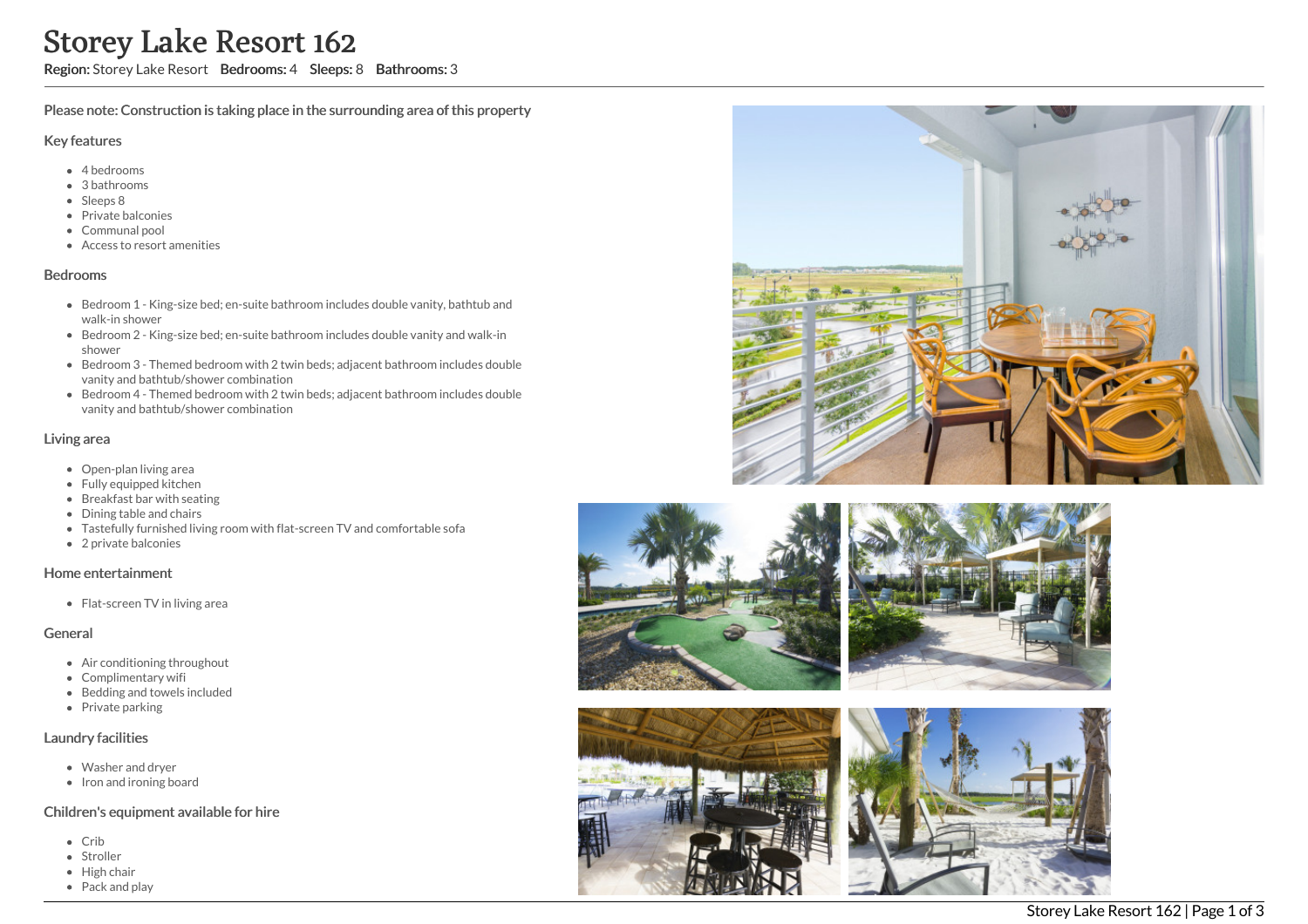# Storey Lake Resort 162

**Region:** Storey Lake Resort **Bedrooms:** 4 **Sleeps:** 8 **Bathrooms:** 3

Please note: Construction is taking place in the surrounding area of this property

## Key features

- 4 bedrooms
- 3 bathrooms
- Sleeps 8
- Private balconies
- Communal pool
- Access to resort amenities

## Bedrooms

- Bedroom 1 - King-size bed; en-suite bathroom includes double vanity, bathtub and walk-in shower
- Bedroom 2 - King-size bed; en-suite bathroom includes double vanity and walk-in shower
- Bedroom 3 - Themed bedroom with 2 twin beds; adjacent bathroom includes double vanity and bathtub/shower combination
- Bedroom 4 - Themed bedroom with 2 twin beds; adjacent bathroom includes double vanity and bathtub/shower combination

## Living area

- Open-plan living area
- Fully equipped kitchen
- Breakfast bar with seating
- Dining table and chairs
- Tastefully furnished living room with flat-screen TV and comfortable sofa
- 2 private balconies

## Home entertainment

- Flat-screen TV in living area

## General

- Air conditioning throughout
- Complimentary wifi
- Bedding and towels included
- Private parking

## Laundry facilities

- Washer and dryer
- Iron and ironing board

## Children's equipment available for hire

- Crib
- Stroller
- High chair
- Pack and play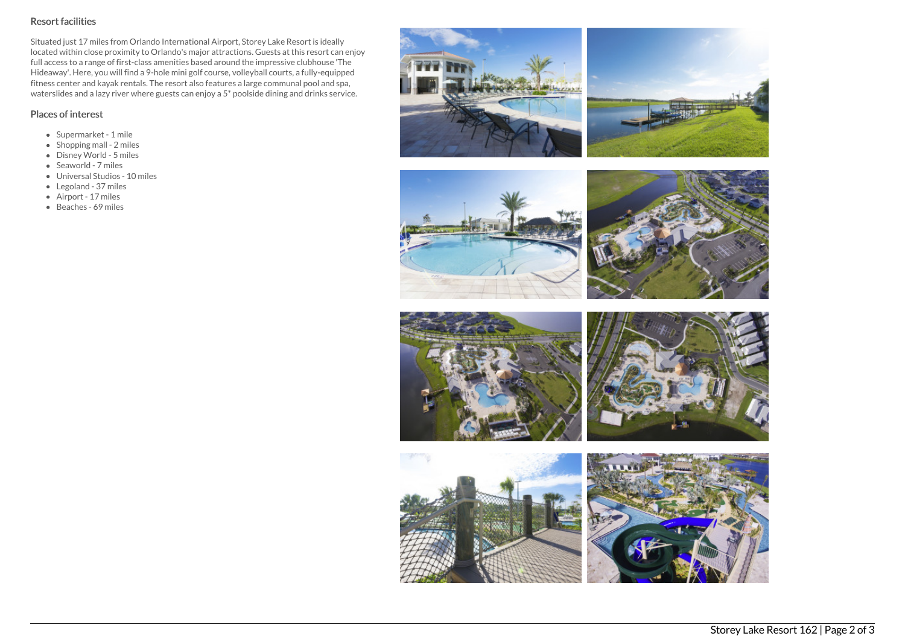## Resort facilities

Situated just 17 miles from Orlando International Airport, Storey Lake Resort is ideally located within close proximity to Orlando's major attractions. Guests at this resort can enjoy full access to a range of first-class amenities based around the impressive clubhouse 'The Hideaway'. Here, you will find a 9-hole mini golf course, volleyball courts, a fully-equipped fitness center and kayak rentals. The resort also features a large communal pool and spa, waterslides and a lazy river where guests can enjoy a 5* poolside dining and drinks service.

## Places of interest

- Supermarket - 1 mile
- Shopping mall - 2 miles
- Disney World - 5 miles
- Seaworld - 7 miles
- Universal Studios - 10 miles
- Legoland - 37 miles
- Airport - 17 miles
- Beaches - 69 miles